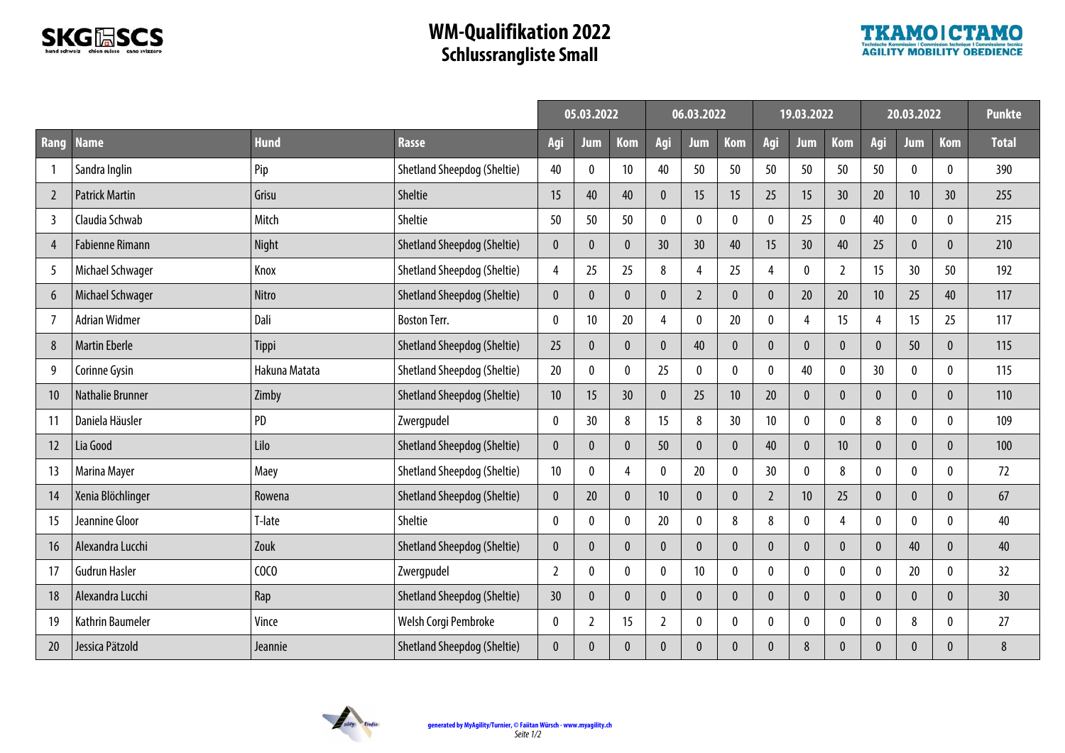# WM-Qualifikation 2022
## Schlussrangliste Small

| | | | | 05.03.2022 | | | 06.03.2022 | | | 19.03.2022 | | | 20.03.2022 | | | Punkte |
|---|---|---|---|---|---|---|---|---|---|---|---|---|---|---|---|---|
| Rang | Name | Hund | Rasse | Agi | Jum | Kom | Agi | Jum | Kom | Agi | Jum | Kom | Agi | Jum | Kom | Total |
| 1 | Sandra Inglin | Pip | Shetland Sheepdog (Sheltie) | 40 | 0 | 10 | 40 | 50 | 50 | 50 | 50 | 50 | 50 | 0 | 0 | 390 |
| 2 | Patrick Martin | Grisu | Sheltie | 15 | 40 | 40 | 0 | 15 | 15 | 25 | 15 | 30 | 20 | 10 | 30 | 255 |
| 3 | Claudia Schwab | Mitch | Sheltie | 50 | 50 | 50 | 0 | 0 | 0 | 0 | 25 | 0 | 40 | 0 | 0 | 215 |
| 4 | Fabienne Rimann | Night | Shetland Sheepdog (Sheltie) | 0 | 0 | 0 | 30 | 30 | 40 | 15 | 30 | 40 | 25 | 0 | 0 | 210 |
| 5 | Michael Schwager | Knox | Shetland Sheepdog (Sheltie) | 4 | 25 | 25 | 8 | 4 | 25 | 4 | 0 | 2 | 15 | 30 | 50 | 192 |
| 6 | Michael Schwager | Nitro | Shetland Sheepdog (Sheltie) | 0 | 0 | 0 | 0 | 2 | 0 | 0 | 20 | 20 | 10 | 25 | 40 | 117 |
| 7 | Adrian Widmer | Dali | Boston Terr. | 0 | 10 | 20 | 4 | 0 | 20 | 0 | 4 | 15 | 4 | 15 | 25 | 117 |
| 8 | Martin Eberle | Tippi | Shetland Sheepdog (Sheltie) | 25 | 0 | 0 | 0 | 40 | 0 | 0 | 0 | 0 | 0 | 50 | 0 | 115 |
| 9 | Corinne Gysin | Hakuna Matata | Shetland Sheepdog (Sheltie) | 20 | 0 | 0 | 25 | 0 | 0 | 0 | 40 | 0 | 30 | 0 | 0 | 115 |
| 10 | Nathalie Brunner | Zimby | Shetland Sheepdog (Sheltie) | 10 | 15 | 30 | 0 | 25 | 10 | 20 | 0 | 0 | 0 | 0 | 0 | 110 |
| 11 | Daniela Häusler | PD | Zwergpudel | 0 | 30 | 8 | 15 | 8 | 30 | 10 | 0 | 0 | 8 | 0 | 0 | 109 |
| 12 | Lia Good | Lilo | Shetland Sheepdog (Sheltie) | 0 | 0 | 0 | 50 | 0 | 0 | 40 | 0 | 10 | 0 | 0 | 0 | 100 |
| 13 | Marina Mayer | Maey | Shetland Sheepdog (Sheltie) | 10 | 0 | 4 | 0 | 20 | 0 | 30 | 0 | 8 | 0 | 0 | 0 | 72 |
| 14 | Xenia Blöchlinger | Rowena | Shetland Sheepdog (Sheltie) | 0 | 20 | 0 | 10 | 0 | 0 | 2 | 10 | 25 | 0 | 0 | 0 | 67 |
| 15 | Jeannine Gloor | T-late | Sheltie | 0 | 0 | 0 | 20 | 0 | 8 | 8 | 0 | 4 | 0 | 0 | 0 | 40 |
| 16 | Alexandra Lucchi | Zouk | Shetland Sheepdog (Sheltie) | 0 | 0 | 0 | 0 | 0 | 0 | 0 | 0 | 0 | 0 | 40 | 0 | 40 |
| 17 | Gudrun Hasler | COCO | Zwergpudel | 2 | 0 | 0 | 0 | 10 | 0 | 0 | 0 | 0 | 0 | 20 | 0 | 32 |
| 18 | Alexandra Lucchi | Rap | Shetland Sheepdog (Sheltie) | 30 | 0 | 0 | 0 | 0 | 0 | 0 | 0 | 0 | 0 | 0 | 0 | 30 |
| 19 | Kathrin Baumeler | Vince | Welsh Corgi Pembroke | 0 | 2 | 15 | 2 | 0 | 0 | 0 | 0 | 0 | 0 | 8 | 0 | 27 |
| 20 | Jessica Pätzold | Jeannie | Shetland Sheepdog (Sheltie) | 0 | 0 | 0 | 0 | 0 | 0 | 0 | 8 | 0 | 0 | 0 | 0 | 8 |

generated by MyAgility/Turnier, © Faiitan Würsch - www.myagility.ch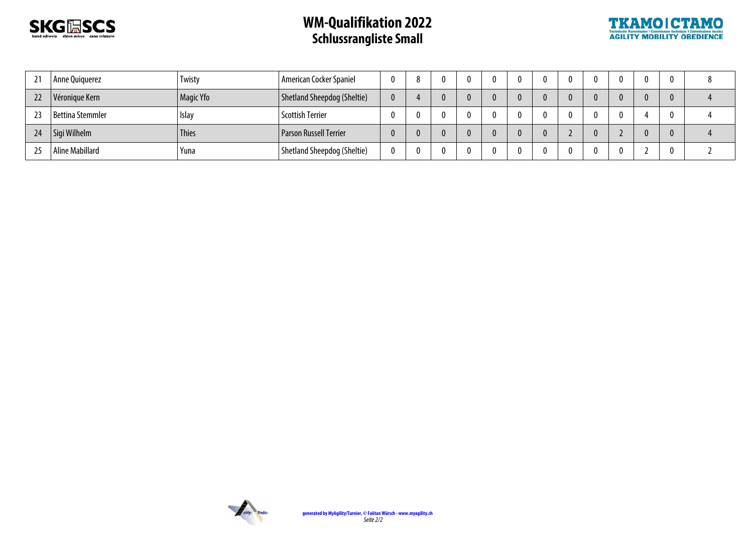# WM-Qualifikation 2022
## Schlussrangliste Small

| | | | | | | | | | | | | | | | | |
|---|---|---|---|---|---|---|---|---|---|---|---|---|---|---|---|---|
| 21 | Anne Quiquerez | Twisty | American Cocker Spaniel | 0 | 8 | 0 | 0 | 0 | 0 | 0 | 0 | 0 | 0 | 0 | 0 | 8 |
| 22 | Véronique Kern | Magic Yfo | Shetland Sheepdog (Sheltie) | 0 | 4 | 0 | 0 | 0 | 0 | 0 | 0 | 0 | 0 | 0 | 0 | 4 |
| 23 | Bettina Stemmler | Islay | Scottish Terrier | 0 | 0 | 0 | 0 | 0 | 0 | 0 | 0 | 0 | 0 | 4 | 0 | 4 |
| 24 | Sigi Wilhelm | Thies | Parson Russell Terrier | 0 | 0 | 0 | 0 | 0 | 0 | 0 | 2 | 0 | 2 | 0 | 0 | 4 |
| 25 | Aline Mabillard | Yuna | Shetland Sheepdog (Sheltie) | 0 | 0 | 0 | 0 | 0 | 0 | 0 | 0 | 0 | 0 | 2 | 0 | 2 |

generated by MyAgility/Turnier, © Faiitan Würsch - www.myagility.ch